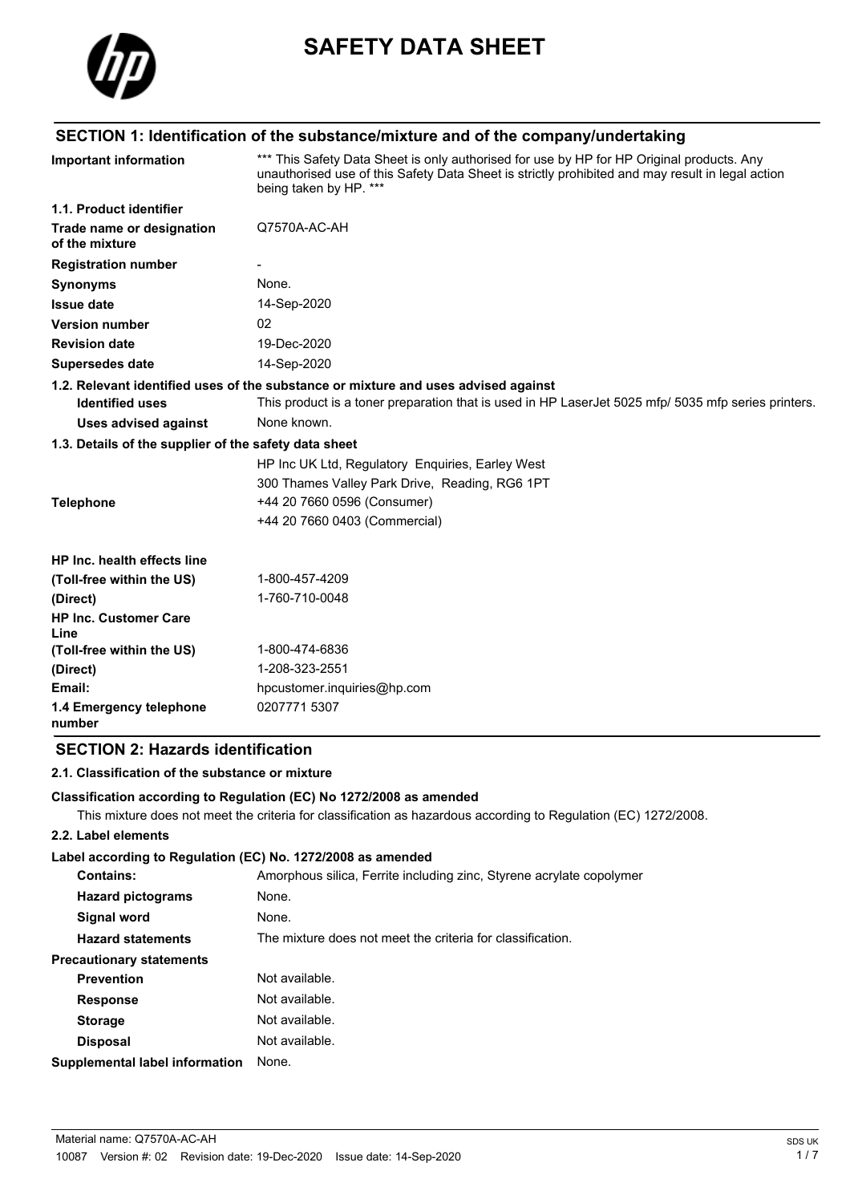# SAFETY DATA SHEET

## SECTION 1: Identification of the substance/mixture and of the company/undertaking

| | |
|---|---|
| **Important information** | *** This Safety Data Sheet is only authorised for use by HP for HP Original products. Any unauthorised use of this Safety Data Sheet is strictly prohibited and may result in legal action being taken by HP. *** |
| **1.1. Product identifier** | |
| **Trade name or designation of the mixture** | Q7570A-AC-AH |
| **Registration number** | - |
| **Synonyms** | None. |
| **Issue date** | 14-Sep-2020 |
| **Version number** | 02 |
| **Revision date** | 19-Dec-2020 |
| **Supersedes date** | 14-Sep-2020 |

**1.2. Relevant identified uses of the substance or mixture and uses advised against**

| | |
|---|---|
| **Identified uses** | This product is a toner preparation that is used in HP LaserJet 5025 mfp/ 5035 mfp series printers. |
| **Uses advised against** | None known. |

**1.3. Details of the supplier of the safety data sheet**

HP Inc UK Ltd, Regulatory Enquiries, Earley West
300 Thames Valley Park Drive, Reading, RG6 1PT

| | |
|---|---|
| **Telephone** | +44 20 7660 0596 (Consumer)<br>+44 20 7660 0403 (Commercial) |
| **HP Inc. health effects line** | |
| **(Toll-free within the US)** | 1-800-457-4209 |
| **(Direct)** | 1-760-710-0048 |
| **HP Inc. Customer Care Line** | |
| **(Toll-free within the US)** | 1-800-474-6836 |
| **(Direct)** | 1-208-323-2551 |
| **Email:** | hpcustomer.inquiries@hp.com |
| **1.4 Emergency telephone number** | 0207771 5307 |

## SECTION 2: Hazards identification

**2.1. Classification of the substance or mixture**

**Classification according to Regulation (EC) No 1272/2008 as amended**

This mixture does not meet the criteria for classification as hazardous according to Regulation (EC) 1272/2008.

**2.2. Label elements**

**Label according to Regulation (EC) No. 1272/2008 as amended**

| | |
|---|---|
| **Contains:** | Amorphous silica, Ferrite including zinc, Styrene acrylate copolymer |
| **Hazard pictograms** | None. |
| **Signal word** | None. |
| **Hazard statements** | The mixture does not meet the criteria for classification. |
| **Precautionary statements** | |
| **Prevention** | Not available. |
| **Response** | Not available. |
| **Storage** | Not available. |
| **Disposal** | Not available. |
| **Supplemental label information** | None. |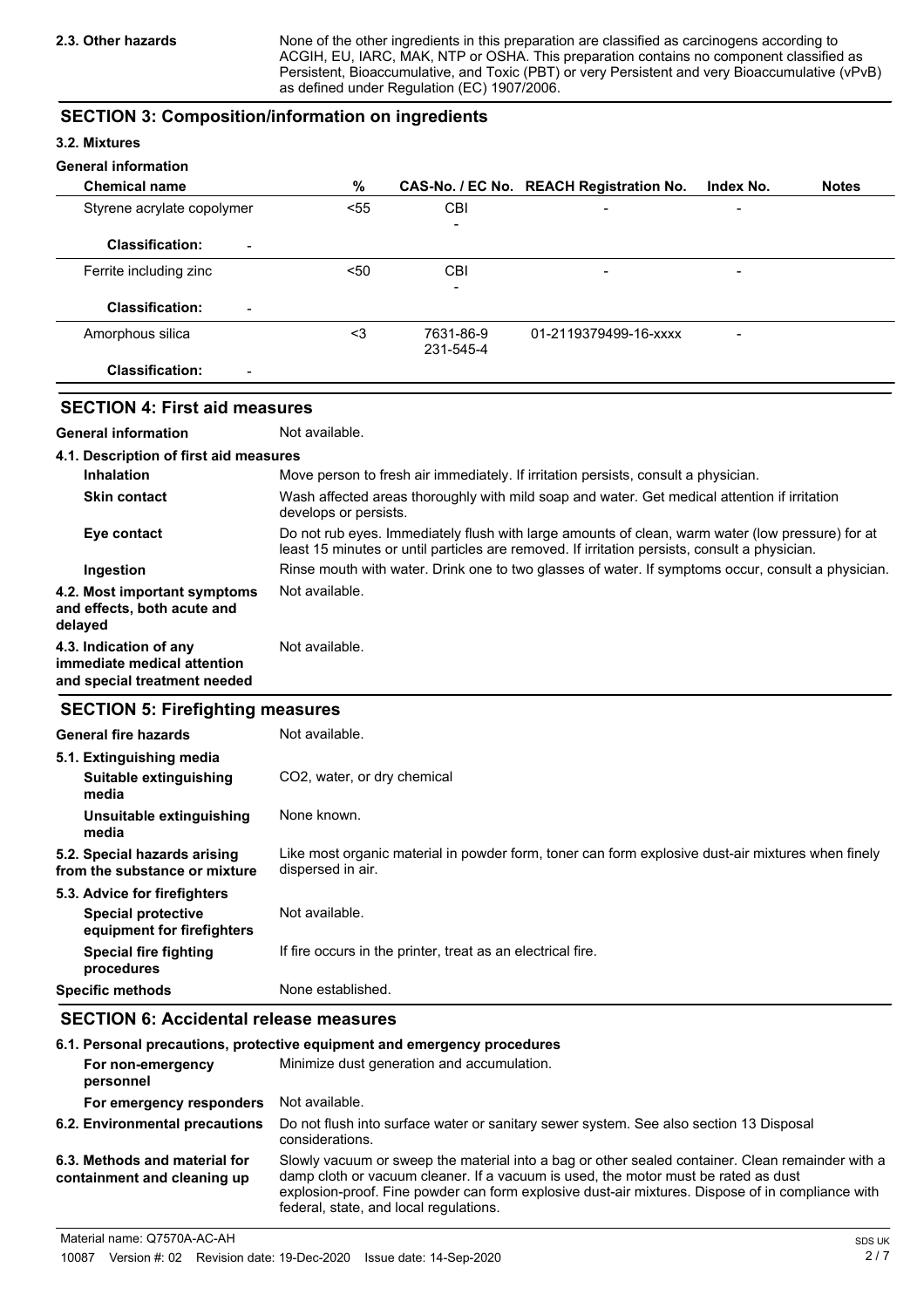**2.3. Other hazards**

None of the other ingredients in this preparation are classified as carcinogens according to ACGIH, EU, IARC, MAK, NTP or OSHA. This preparation contains no component classified as Persistent, Bioaccumulative, and Toxic (PBT) or very Persistent and very Bioaccumulative (vPvB) as defined under Regulation (EC) 1907/2006.

## SECTION 3: Composition/information on ingredients

### 3.2. Mixtures

**General information**

| Chemical name | % | CAS-No. / EC No. | REACH Registration No. | Index No. | Notes |
|---|---|---|---|---|---|
| Styrene acrylate copolymer | <55 | CBI<br>- | - | - | |
| **Classification:** - | | | | | |
| Ferrite including zinc | <50 | CBI<br>- | - | - | |
| **Classification:** - | | | | | |
| Amorphous silica | <3 | 7631-86-9<br>231-545-4 | 01-2119379499-16-xxxx | - | |
| **Classification:** - | | | | | |

## SECTION 4: First aid measures

**General information** Not available.

### 4.1. Description of first aid measures

**Inhalation** Move person to fresh air immediately. If irritation persists, consult a physician.

**Skin contact** Wash affected areas thoroughly with mild soap and water. Get medical attention if irritation develops or persists.

**Eye contact** Do not rub eyes. Immediately flush with large amounts of clean, warm water (low pressure) for at least 15 minutes or until particles are removed. If irritation persists, consult a physician.

**Ingestion** Rinse mouth with water. Drink one to two glasses of water. If symptoms occur, consult a physician.

**4.2. Most important symptoms and effects, both acute and delayed** Not available.

**4.3. Indication of any immediate medical attention and special treatment needed** Not available.

## SECTION 5: Firefighting measures

**General fire hazards** Not available.

### 5.1. Extinguishing media

**Suitable extinguishing media** $CO_2$, water, or dry chemical

**Unsuitable extinguishing media** None known.

**5.2. Special hazards arising from the substance or mixture** Like most organic material in powder form, toner can form explosive dust-air mixtures when finely dispersed in air.

### 5.3. Advice for firefighters

**Special protective equipment for firefighters** Not available.

**Special fire fighting procedures** If fire occurs in the printer, treat as an electrical fire.

**Specific methods** None established.

## SECTION 6: Accidental release measures

### 6.1. Personal precautions, protective equipment and emergency procedures

**For non-emergency personnel** Minimize dust generation and accumulation.

**For emergency responders** Not available.

**6.2. Environmental precautions** Do not flush into surface water or sanitary sewer system. See also section 13 Disposal considerations.

**6.3. Methods and material for containment and cleaning up** Slowly vacuum or sweep the material into a bag or other sealed container. Clean remainder with a damp cloth or vacuum cleaner. If a vacuum is used, the motor must be rated as dust explosion-proof. Fine powder can form explosive dust-air mixtures. Dispose of in compliance with federal, state, and local regulations.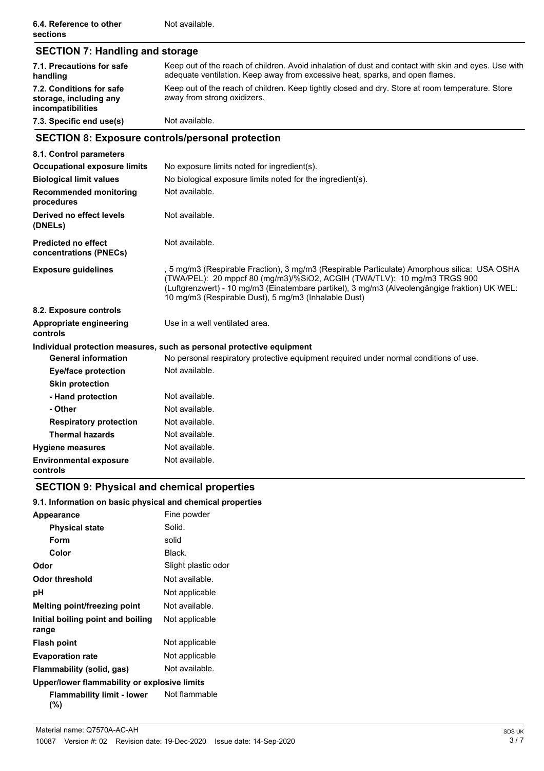| | |
|---|---|
| **6.4. Reference to other sections** | Not available. |

## SECTION 7: Handling and storage

| | |
|---|---|
| **7.1. Precautions for safe handling** | Keep out of the reach of children. Avoid inhalation of dust and contact with skin and eyes. Use with adequate ventilation. Keep away from excessive heat, sparks, and open flames. |
| **7.2. Conditions for safe storage, including any incompatibilities** | Keep out of the reach of children. Keep tightly closed and dry. Store at room temperature. Store away from strong oxidizers. |
| **7.3. Specific end use(s)** | Not available. |

## SECTION 8: Exposure controls/personal protection

| | |
|---|---|
| **8.1. Control parameters** | |
| **Occupational exposure limits** | No exposure limits noted for ingredient(s). |
| **Biological limit values** | No biological exposure limits noted for the ingredient(s). |
| **Recommended monitoring procedures** | Not available. |
| **Derived no effect levels (DNELs)** | Not available. |
| **Predicted no effect concentrations (PNECs)** | Not available. |
| **Exposure guidelines** | , 5 mg/m3 (Respirable Fraction), 3 mg/m3 (Respirable Particulate) Amorphous silica: USA OSHA (TWA/PEL): 20 mppcf 80 (mg/m3)/%SiO2, ACGIH (TWA/TLV): 10 mg/m3 TRGS 900 (Luftgrenzwert) - 10 mg/m3 (Einatembare partikel), 3 mg/m3 (Alveolengängige fraktion) UK WEL: 10 mg/m3 (Respirable Dust), 5 mg/m3 (Inhalable Dust) |
| **8.2. Exposure controls** | |
| **Appropriate engineering controls** | Use in a well ventilated area. |
| **Individual protection measures, such as personal protective equipment** | |
| **General information** | No personal respiratory protective equipment required under normal conditions of use. |
| **Eye/face protection** | Not available. |
| **Skin protection** | |
| **- Hand protection** | Not available. |
| **- Other** | Not available. |
| **Respiratory protection** | Not available. |
| **Thermal hazards** | Not available. |
| **Hygiene measures** | Not available. |
| **Environmental exposure controls** | Not available. |

## SECTION 9: Physical and chemical properties

**9.1. Information on basic physical and chemical properties**

| | |
|---|---|
| **Appearance** | Fine powder |
| **Physical state** | Solid. |
| **Form** | solid |
| **Color** | Black. |
| **Odor** | Slight plastic odor |
| **Odor threshold** | Not available. |
| **pH** | Not applicable |
| **Melting point/freezing point** | Not available. |
| **Initial boiling point and boiling range** | Not applicable |
| **Flash point** | Not applicable |
| **Evaporation rate** | Not applicable |
| **Flammability (solid, gas)** | Not available. |
| **Upper/lower flammability or explosive limits** | |
| **Flammability limit - lower (%)** | Not flammable |

Material name: Q7570A-AC-AH

10087 Version #: 02 Revision date: 19-Dec-2020 Issue date: 14-Sep-2020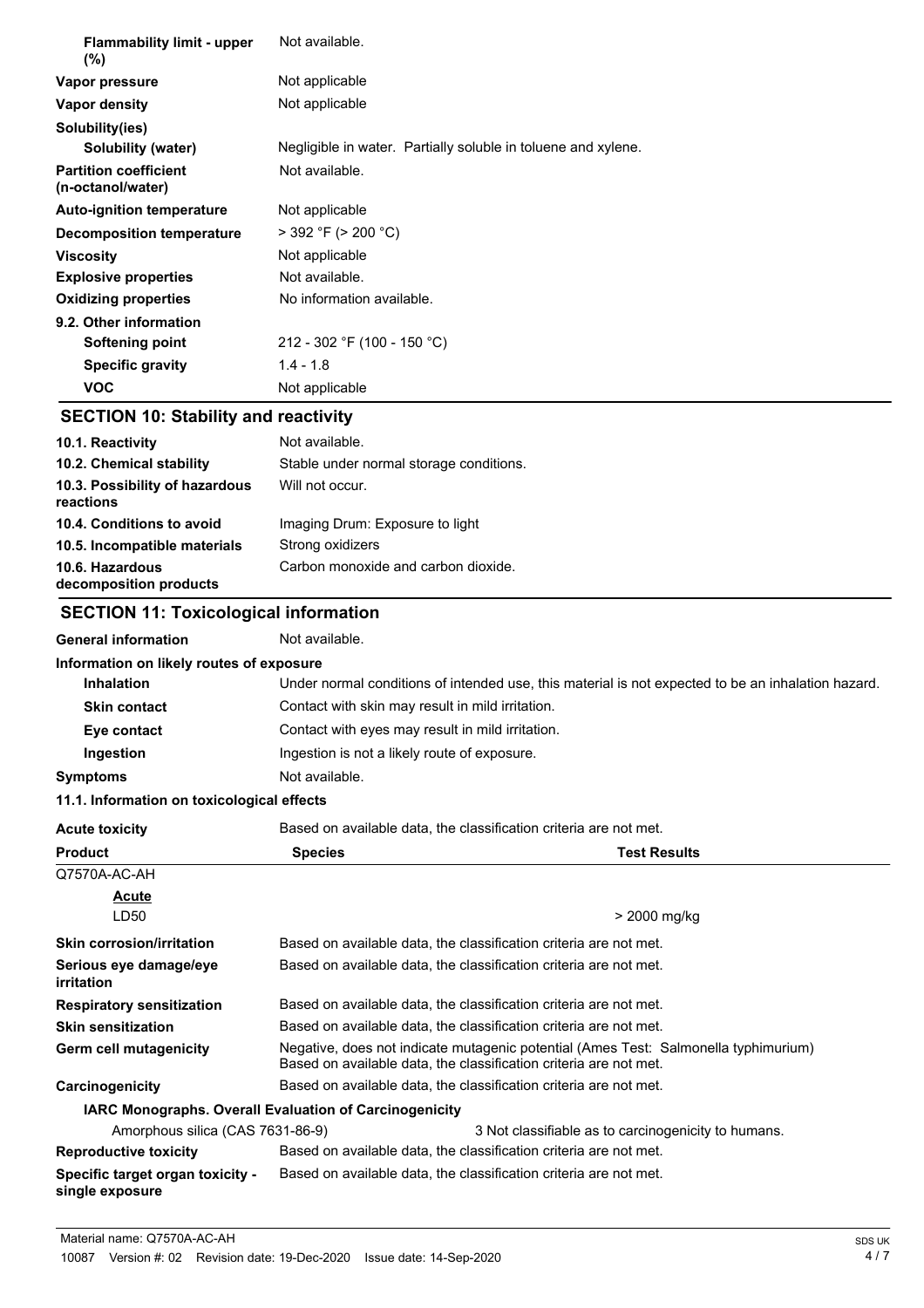| | |
|---|---|
| **Flammability limit - upper (%)** | Not available. |
| **Vapor pressure** | Not applicable |
| **Vapor density** | Not applicable |
| **Solubility(ies)** | |
| **Solubility (water)** | Negligible in water. Partially soluble in toluene and xylene. |
| **Partition coefficient (n-octanol/water)** | Not available. |
| **Auto-ignition temperature** | Not applicable |
| **Decomposition temperature** | > 392 °F (> 200 °C) |
| **Viscosity** | Not applicable |
| **Explosive properties** | Not available. |
| **Oxidizing properties** | No information available. |
| **9.2. Other information** | |
| **Softening point** | 212 - 302 °F (100 - 150 °C) |
| **Specific gravity** | 1.4 - 1.8 |
| **VOC** | Not applicable |

## SECTION 10: Stability and reactivity

| | |
|---|---|
| **10.1. Reactivity** | Not available. |
| **10.2. Chemical stability** | Stable under normal storage conditions. |
| **10.3. Possibility of hazardous reactions** | Will not occur. |
| **10.4. Conditions to avoid** | Imaging Drum: Exposure to light |
| **10.5. Incompatible materials** | Strong oxidizers |
| **10.6. Hazardous decomposition products** | Carbon monoxide and carbon dioxide. |

## SECTION 11: Toxicological information

**General information** Not available.

**Information on likely routes of exposure**

| | |
|---|---|
| **Inhalation** | Under normal conditions of intended use, this material is not expected to be an inhalation hazard. |
| **Skin contact** | Contact with skin may result in mild irritation. |
| **Eye contact** | Contact with eyes may result in mild irritation. |
| **Ingestion** | Ingestion is not a likely route of exposure. |
| **Symptoms** | Not available. |

**11.1. Information on toxicological effects**

**Acute toxicity** Based on available data, the classification criteria are not met.

| Product | Species | Test Results |
|---|---|---|
| Q7570A-AC-AH | | |
| **Acute** | | |
| LD50 | | > 2000 mg/kg |

| | |
|---|---|
| **Skin corrosion/irritation** | Based on available data, the classification criteria are not met. |
| **Serious eye damage/eye irritation** | Based on available data, the classification criteria are not met. |
| **Respiratory sensitization** | Based on available data, the classification criteria are not met. |
| **Skin sensitization** | Based on available data, the classification criteria are not met. |
| **Germ cell mutagenicity** | Negative, does not indicate mutagenic potential (Ames Test: Salmonella typhimurium) Based on available data, the classification criteria are not met. |
| **Carcinogenicity** | Based on available data, the classification criteria are not met. |

**IARC Monographs. Overall Evaluation of Carcinogenicity**

| | |
|---|---|
| Amorphous silica (CAS 7631-86-9) | 3 Not classifiable as to carcinogenicity to humans. |

| | |
|---|---|
| **Reproductive toxicity** | Based on available data, the classification criteria are not met. |
| **Specific target organ toxicity - single exposure** | Based on available data, the classification criteria are not met. |

Material name: Q7570A-AC-AH

10087 Version #: 02 Revision date: 19-Dec-2020 Issue date: 14-Sep-2020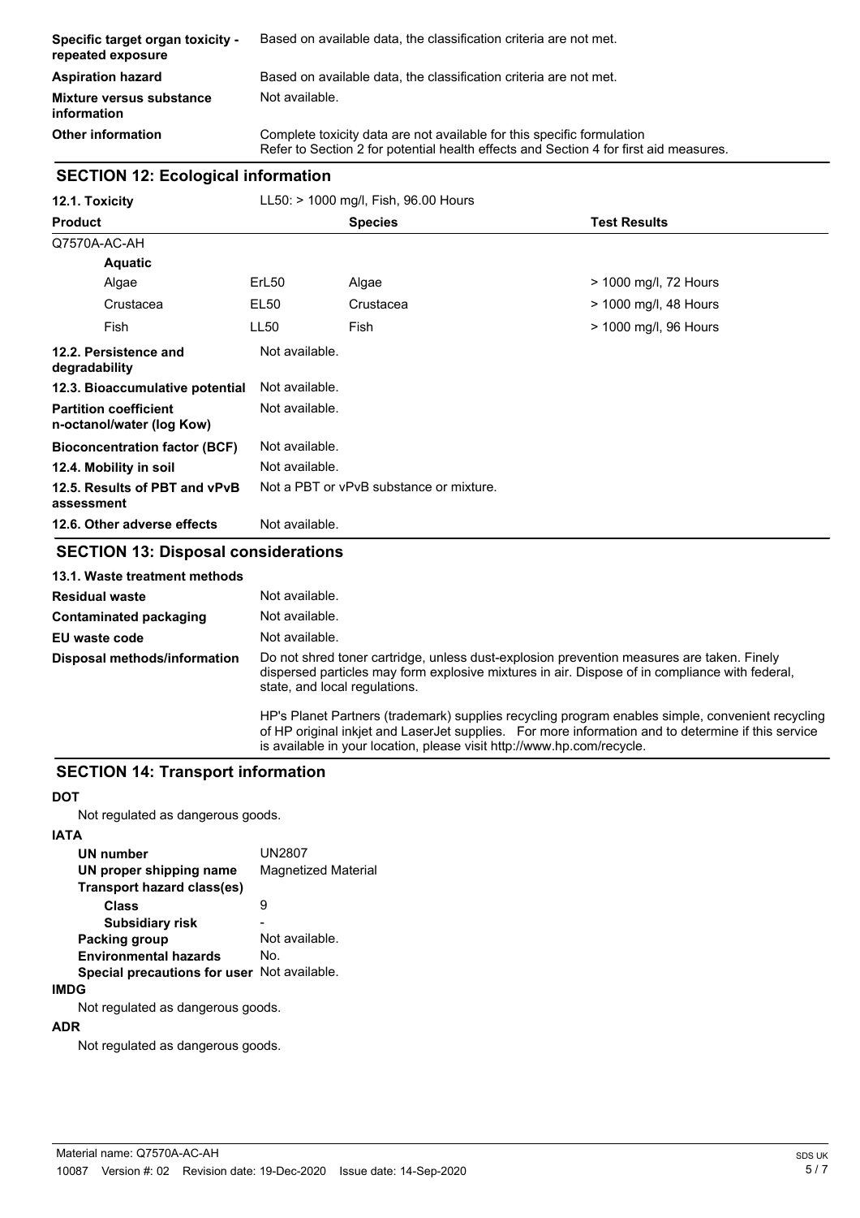| | |
|---|---|
| **Specific target organ toxicity - repeated exposure** | Based on available data, the classification criteria are not met. |
| **Aspiration hazard** | Based on available data, the classification criteria are not met. |
| **Mixture versus substance information** | Not available. |
| **Other information** | Complete toxicity data are not available for this specific formulation<br>Refer to Section 2 for potential health effects and Section 4 for first aid measures. |

## SECTION 12: Ecological information

**12.1. Toxicity** LL50: > 1000 mg/l, Fish, 96.00 Hours

| Product | | Species | Test Results |
|---|---|---|---|
| Q7570A-AC-AH | | | |
| **Aquatic** | | | |
| Algae | ErL50 | Algae | > 1000 mg/l, 72 Hours |
| Crustacea | EL50 | Crustacea | > 1000 mg/l, 48 Hours |
| Fish | LL50 | Fish | > 1000 mg/l, 96 Hours |

| | |
|---|---|
| **12.2. Persistence and degradability** | Not available. |
| **12.3. Bioaccumulative potential** | Not available. |
| **Partition coefficient n-octanol/water (log Kow)** | Not available. |
| **Bioconcentration factor (BCF)** | Not available. |
| **12.4. Mobility in soil** | Not available. |
| **12.5. Results of PBT and vPvB assessment** | Not a PBT or vPvB substance or mixture. |
| **12.6. Other adverse effects** | Not available. |

## SECTION 13: Disposal considerations

**13.1. Waste treatment methods**

| | |
|---|---|
| **Residual waste** | Not available. |
| **Contaminated packaging** | Not available. |
| **EU waste code** | Not available. |
| **Disposal methods/information** | Do not shred toner cartridge, unless dust-explosion prevention measures are taken. Finely dispersed particles may form explosive mixtures in air. Dispose of in compliance with federal, state, and local regulations.<br><br>HP's Planet Partners (trademark) supplies recycling program enables simple, convenient recycling of HP original inkjet and LaserJet supplies. For more information and to determine if this service is available in your location, please visit http://www.hp.com/recycle. |

## SECTION 14: Transport information

**DOT**

Not regulated as dangerous goods.

**IATA**

| | |
|---|---|
| **UN number** | UN2807 |
| **UN proper shipping name** | Magnetized Material |
| **Transport hazard class(es)** | |
| **Class** | 9 |
| **Subsidiary risk** | - |
| **Packing group** | Not available. |
| **Environmental hazards** | No. |
| **Special precautions for user** | Not available. |

**IMDG**

Not regulated as dangerous goods.

**ADR**

Not regulated as dangerous goods.

Material name: Q7570A-AC-AH

10087 Version #: 02 Revision date: 19-Dec-2020 Issue date: 14-Sep-2020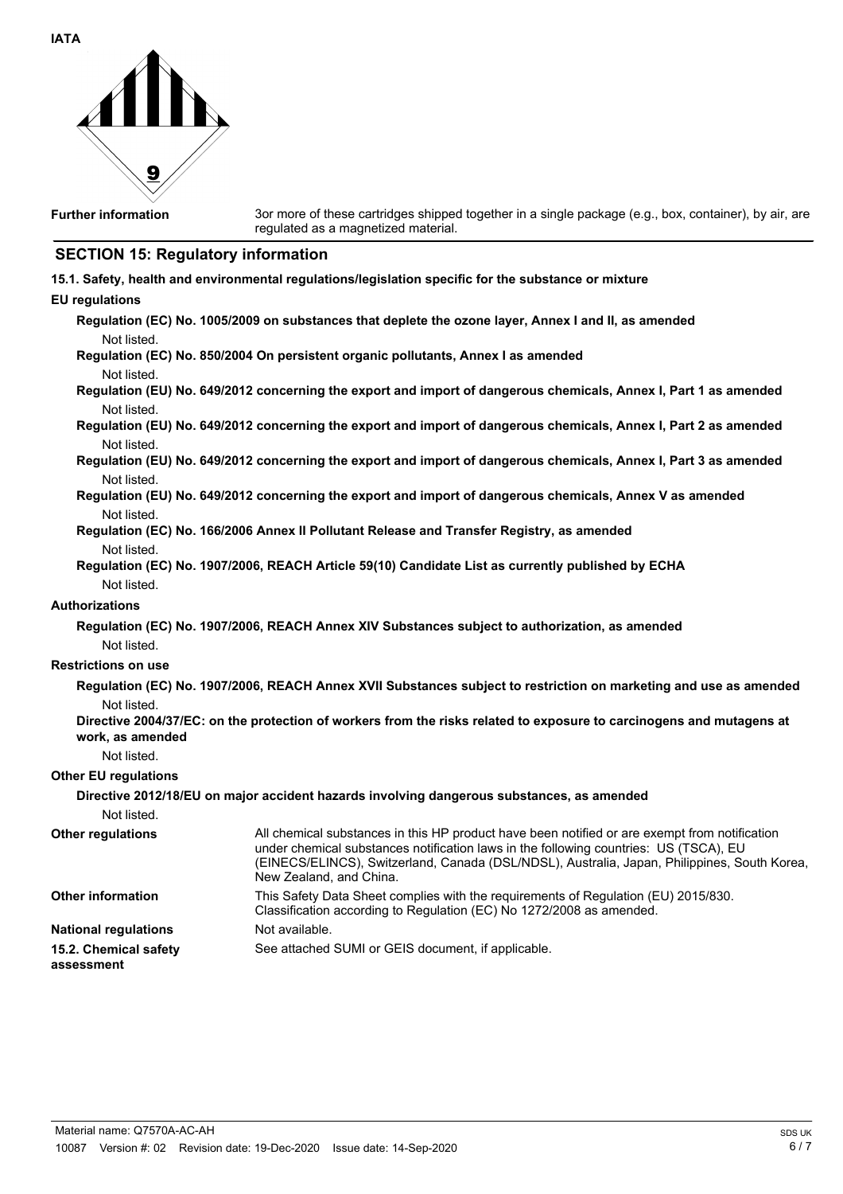**IATA**

**Further information** 3or more of these cartridges shipped together in a single package (e.g., box, container), by air, are regulated as a magnetized material.

## SECTION 15: Regulatory information

**15.1. Safety, health and environmental regulations/legislation specific for the substance or mixture**

**EU regulations**

**Regulation (EC) No. 1005/2009 on substances that deplete the ozone layer, Annex I and II, as amended**

Not listed.

**Regulation (EC) No. 850/2004 On persistent organic pollutants, Annex I as amended**

Not listed.

**Regulation (EU) No. 649/2012 concerning the export and import of dangerous chemicals, Annex I, Part 1 as amended**

Not listed.

**Regulation (EU) No. 649/2012 concerning the export and import of dangerous chemicals, Annex I, Part 2 as amended**

Not listed.

**Regulation (EU) No. 649/2012 concerning the export and import of dangerous chemicals, Annex I, Part 3 as amended**

Not listed.

**Regulation (EU) No. 649/2012 concerning the export and import of dangerous chemicals, Annex V as amended**

Not listed.

**Regulation (EC) No. 166/2006 Annex II Pollutant Release and Transfer Registry, as amended**

Not listed.

**Regulation (EC) No. 1907/2006, REACH Article 59(10) Candidate List as currently published by ECHA**

Not listed.

**Authorizations**

**Regulation (EC) No. 1907/2006, REACH Annex XIV Substances subject to authorization, as amended**

Not listed.

**Restrictions on use**

**Regulation (EC) No. 1907/2006, REACH Annex XVII Substances subject to restriction on marketing and use as amended**

Not listed.

**Directive 2004/37/EC: on the protection of workers from the risks related to exposure to carcinogens and mutagens at work, as amended**

Not listed.

**Other EU regulations**

**Directive 2012/18/EU on major accident hazards involving dangerous substances, as amended**

Not listed.

**Other regulations** All chemical substances in this HP product have been notified or are exempt from notification under chemical substances notification laws in the following countries: US (TSCA), EU (EINECS/ELINCS), Switzerland, Canada (DSL/NDSL), Australia, Japan, Philippines, South Korea, New Zealand, and China.

**Other information** This Safety Data Sheet complies with the requirements of Regulation (EU) 2015/830. Classification according to Regulation (EC) No 1272/2008 as amended.

**National regulations** Not available.

**15.2. Chemical safety assessment** See attached SUMI or GEIS document, if applicable.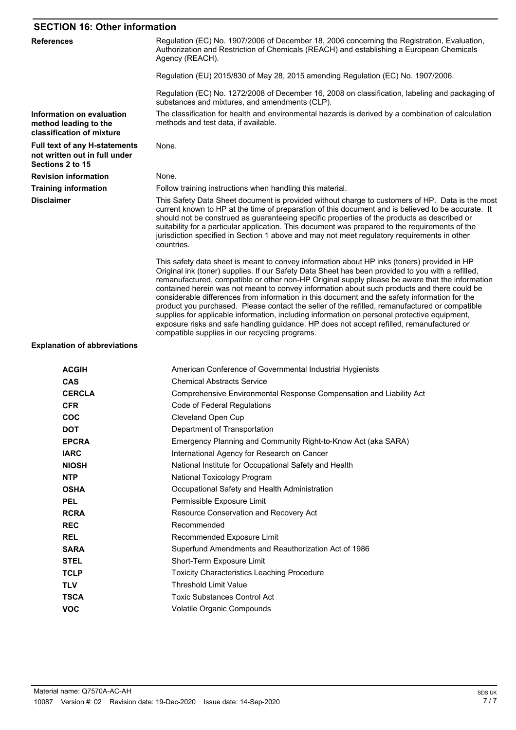## SECTION 16: Other information

**References**

Regulation (EC) No. 1907/2006 of December 18, 2006 concerning the Registration, Evaluation, Authorization and Restriction of Chemicals (REACH) and establishing a European Chemicals Agency (REACH).

Regulation (EU) 2015/830 of May 28, 2015 amending Regulation (EC) No. 1907/2006.

Regulation (EC) No. 1272/2008 of December 16, 2008 on classification, labeling and packaging of substances and mixtures, and amendments (CLP).

**Information on evaluation method leading to the classification of mixture**

The classification for health and environmental hazards is derived by a combination of calculation methods and test data, if available.

**Full text of any H-statements not written out in full under Sections 2 to 15**

None.

**Revision information**

None.

**Training information**

Follow training instructions when handling this material.

**Disclaimer**

This Safety Data Sheet document is provided without charge to customers of HP. Data is the most current known to HP at the time of preparation of this document and is believed to be accurate. It should not be construed as guaranteeing specific properties of the products as described or suitability for a particular application. This document was prepared to the requirements of the jurisdiction specified in Section 1 above and may not meet regulatory requirements in other countries.

This safety data sheet is meant to convey information about HP inks (toners) provided in HP Original ink (toner) supplies. If our Safety Data Sheet has been provided to you with a refilled, remanufactured, compatible or other non-HP Original supply please be aware that the information contained herein was not meant to convey information about such products and there could be considerable differences from information in this document and the safety information for the product you purchased. Please contact the seller of the refilled, remanufactured or compatible supplies for applicable information, including information on personal protective equipment, exposure risks and safe handling guidance. HP does not accept refilled, remanufactured or compatible supplies in our recycling programs.

**Explanation of abbreviations**

| | |
|---|---|
| **ACGIH** | American Conference of Governmental Industrial Hygienists |
| **CAS** | Chemical Abstracts Service |
| **CERCLA** | Comprehensive Environmental Response Compensation and Liability Act |
| **CFR** | Code of Federal Regulations |
| **COC** | Cleveland Open Cup |
| **DOT** | Department of Transportation |
| **EPCRA** | Emergency Planning and Community Right-to-Know Act (aka SARA) |
| **IARC** | International Agency for Research on Cancer |
| **NIOSH** | National Institute for Occupational Safety and Health |
| **NTP** | National Toxicology Program |
| **OSHA** | Occupational Safety and Health Administration |
| **PEL** | Permissible Exposure Limit |
| **RCRA** | Resource Conservation and Recovery Act |
| **REC** | Recommended |
| **REL** | Recommended Exposure Limit |
| **SARA** | Superfund Amendments and Reauthorization Act of 1986 |
| **STEL** | Short-Term Exposure Limit |
| **TCLP** | Toxicity Characteristics Leaching Procedure |
| **TLV** | Threshold Limit Value |
| **TSCA** | Toxic Substances Control Act |
| **VOC** | Volatile Organic Compounds |

Material name: Q7570A-AC-AH
10087 Version #: 02 Revision date: 19-Dec-2020 Issue date: 14-Sep-2020